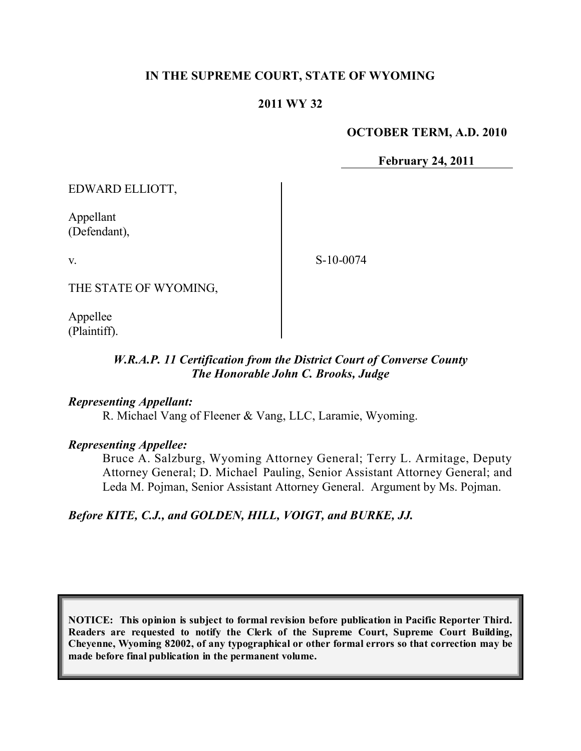**IN THE SUPREME COURT, STATE OF WYOMING**

**2011 WY 32**

**OCTOBER TERM, A.D. 2010**

**February 24, 2011**

EDWARD ELLIOTT,

Appellant
(Defendant),

v.

THE STATE OF WYOMING,

Appellee
(Plaintiff).

S-10-0074

***W.R.A.P. 11 Certification from the District Court of Converse County***
***The Honorable John C. Brooks, Judge***

***Representing Appellant:***

R. Michael Vang of Fleener & Vang, LLC, Laramie, Wyoming.

***Representing Appellee:***

Bruce A. Salzburg, Wyoming Attorney General; Terry L. Armitage, Deputy Attorney General; D. Michael Pauling, Senior Assistant Attorney General; and Leda M. Pojman, Senior Assistant Attorney General. Argument by Ms. Pojman.

***Before KITE, C.J., and GOLDEN, HILL, VOIGT, and BURKE, JJ.***

**NOTICE: This opinion is subject to formal revision before publication in Pacific Reporter Third. Readers are requested to notify the Clerk of the Supreme Court, Supreme Court Building, Cheyenne, Wyoming 82002, of any typographical or other formal errors so that correction may be made before final publication in the permanent volume.**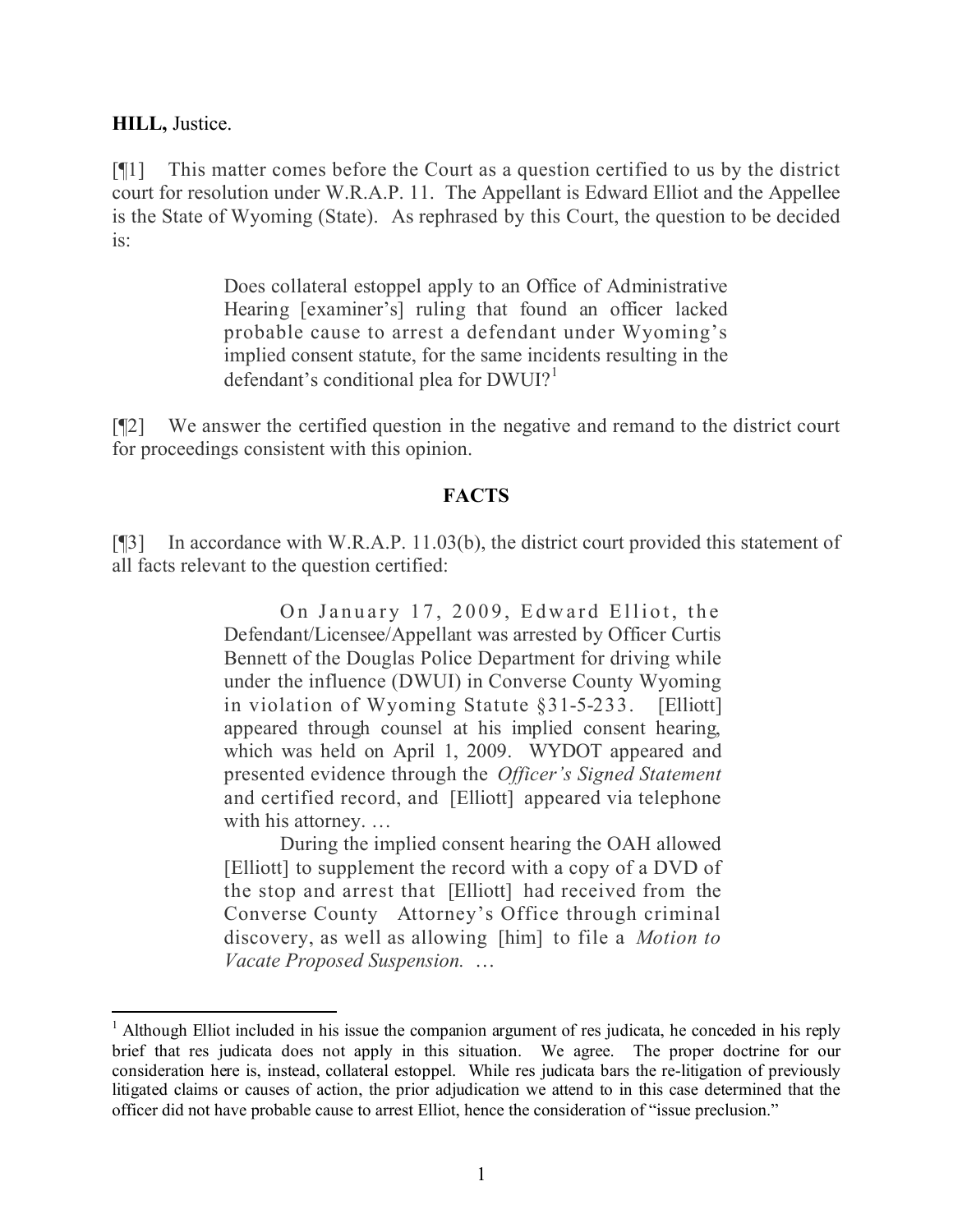**HILL,** Justice.

[¶1] This matter comes before the Court as a question certified to us by the district court for resolution under W.R.A.P. 11. The Appellant is Edward Elliot and the Appellee is the State of Wyoming (State). As rephrased by this Court, the question to be decided is:

> Does collateral estoppel apply to an Office of Administrative Hearing [examiner's] ruling that found an officer lacked probable cause to arrest a defendant under Wyoming's implied consent statute, for the same incidents resulting in the defendant's conditional plea for DWUI?[1]

[¶2] We answer the certified question in the negative and remand to the district court for proceedings consistent with this opinion.

## FACTS

[¶3] In accordance with W.R.A.P. 11.03(b), the district court provided this statement of all facts relevant to the question certified:

> On January 17, 2009, Edward Elliot, the Defendant/Licensee/Appellant was arrested by Officer Curtis Bennett of the Douglas Police Department for driving while under the influence (DWUI) in Converse County Wyoming in violation of Wyoming Statute §31-5-233. [Elliott] appeared through counsel at his implied consent hearing, which was held on April 1, 2009. WYDOT appeared and presented evidence through the *Officer's Signed Statement* and certified record, and [Elliott] appeared via telephone with his attorney. …
>
> During the implied consent hearing the OAH allowed [Elliott] to supplement the record with a copy of a DVD of the stop and arrest that [Elliott] had received from the Converse County Attorney's Office through criminal discovery, as well as allowing [him] to file a *Motion to Vacate Proposed Suspension.* …

[1] Although Elliot included in his issue the companion argument of res judicata, he conceded in his reply brief that res judicata does not apply in this situation. We agree. The proper doctrine for our consideration here is, instead, collateral estoppel. While res judicata bars the re-litigation of previously litigated claims or causes of action, the prior adjudication we attend to in this case determined that the officer did not have probable cause to arrest Elliot, hence the consideration of "issue preclusion."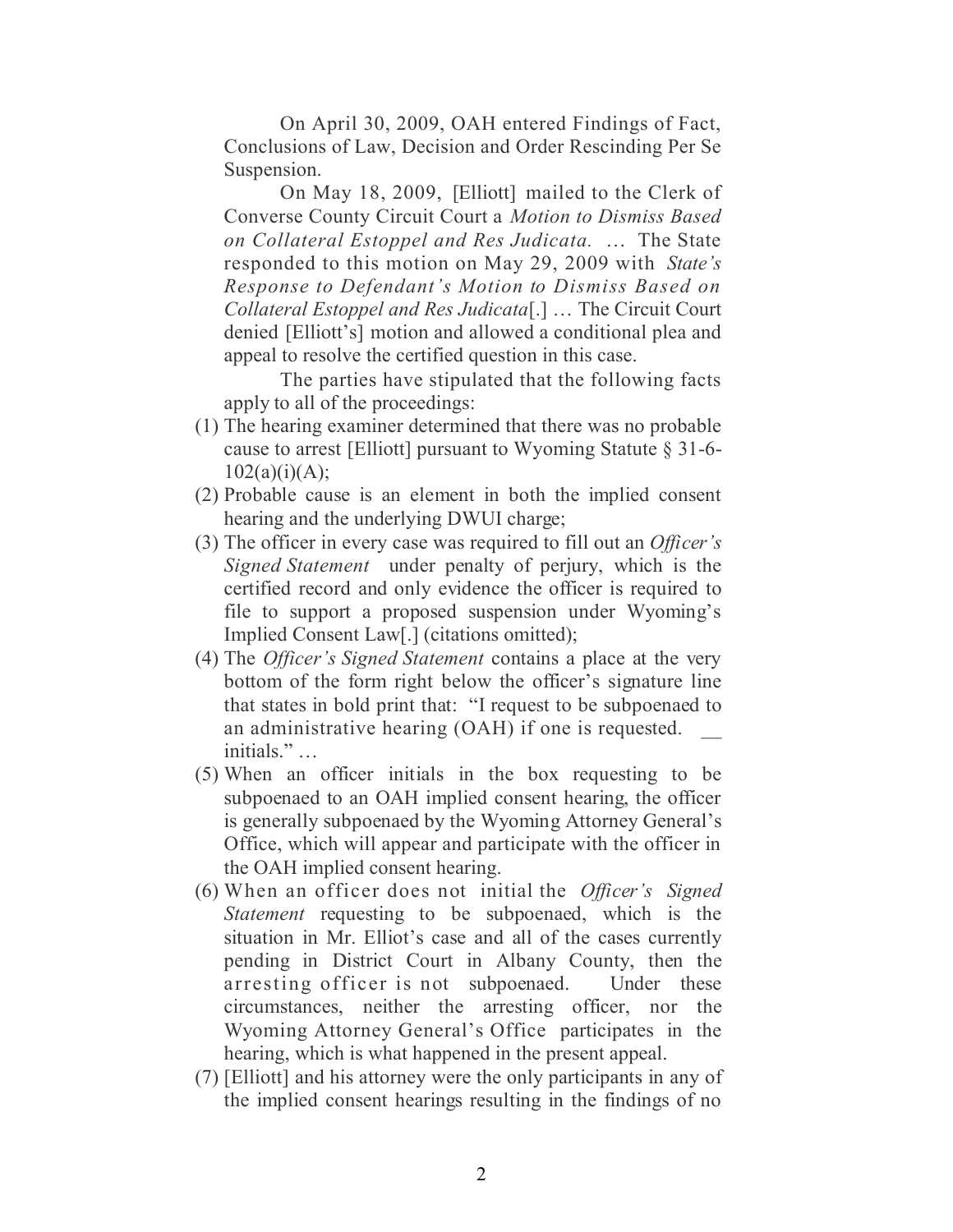On April 30, 2009, OAH entered Findings of Fact, Conclusions of Law, Decision and Order Rescinding Per Se Suspension.

On May 18, 2009, [Elliott] mailed to the Clerk of Converse County Circuit Court a *Motion to Dismiss Based on Collateral Estoppel and Res Judicata.* … The State responded to this motion on May 29, 2009 with *State's Response to Defendant's Motion to Dismiss Based on Collateral Estoppel and Res Judicata*[.] … The Circuit Court denied [Elliott's] motion and allowed a conditional plea and appeal to resolve the certified question in this case.

The parties have stipulated that the following facts apply to all of the proceedings:

(1) The hearing examiner determined that there was no probable cause to arrest [Elliott] pursuant to Wyoming Statute § 31-6-102(a)(i)(A);
(2) Probable cause is an element in both the implied consent hearing and the underlying DWUI charge;
(3) The officer in every case was required to fill out an *Officer's Signed Statement* under penalty of perjury, which is the certified record and only evidence the officer is required to file to support a proposed suspension under Wyoming's Implied Consent Law[.] (citations omitted);
(4) The *Officer's Signed Statement* contains a place at the very bottom of the form right below the officer's signature line that states in bold print that: "I request to be subpoenaed to an administrative hearing (OAH) if one is requested. __ initials." …
(5) When an officer initials in the box requesting to be subpoenaed to an OAH implied consent hearing, the officer is generally subpoenaed by the Wyoming Attorney General's Office, which will appear and participate with the officer in the OAH implied consent hearing.
(6) When an officer does not initial the *Officer's Signed Statement* requesting to be subpoenaed, which is the situation in Mr. Elliot's case and all of the cases currently pending in District Court in Albany County, then the arresting officer is not subpoenaed. Under these circumstances, neither the arresting officer, nor the Wyoming Attorney General's Office participates in the hearing, which is what happened in the present appeal.
(7) [Elliott] and his attorney were the only participants in any of the implied consent hearings resulting in the findings of no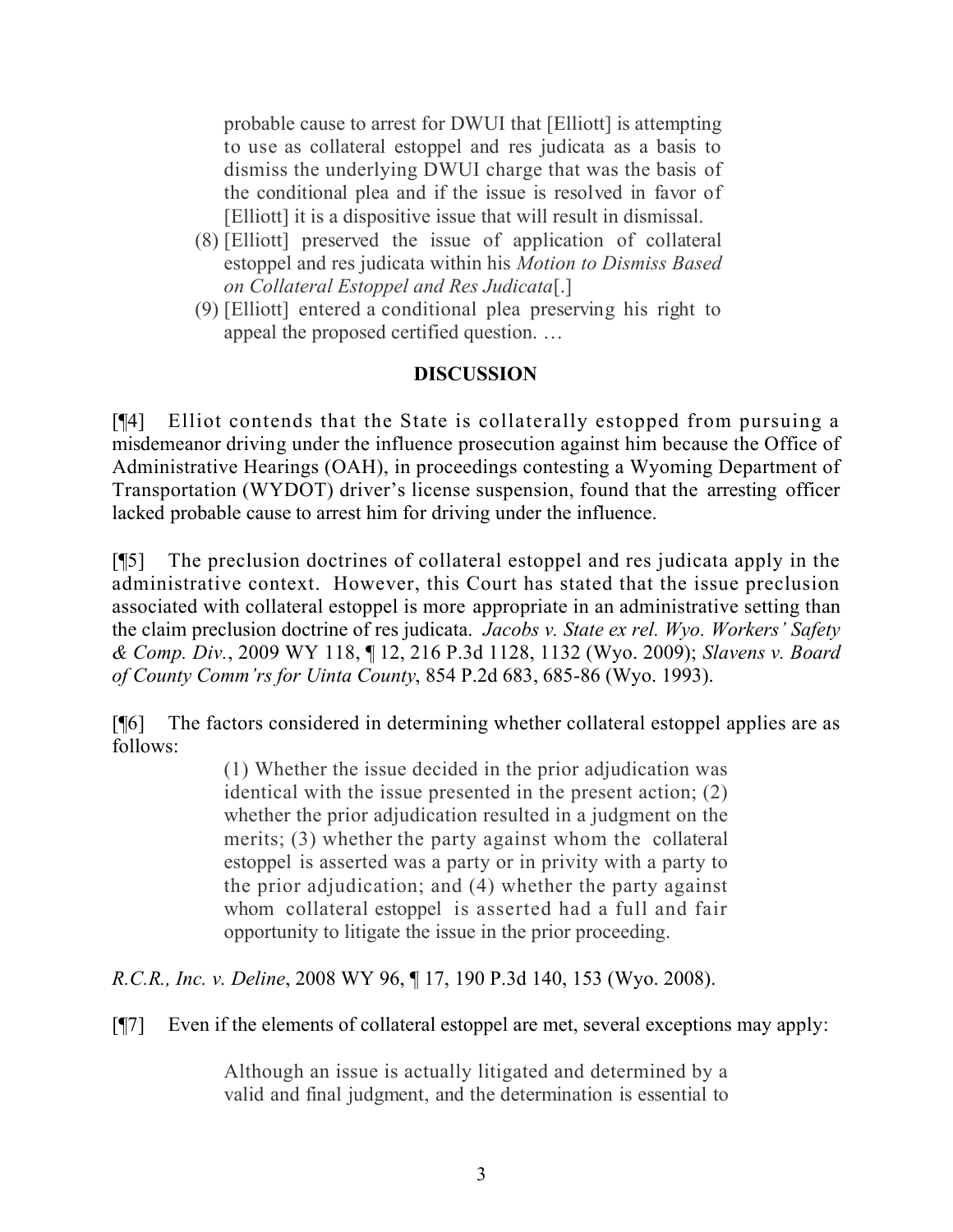probable cause to arrest for DWUI that [Elliott] is attempting to use as collateral estoppel and res judicata as a basis to dismiss the underlying DWUI charge that was the basis of the conditional plea and if the issue is resolved in favor of [Elliott] it is a dispositive issue that will result in dismissal.

> (8) [Elliott] preserved the issue of application of collateral estoppel and res judicata within his *Motion to Dismiss Based on Collateral Estoppel and Res Judicata*[.]
>
> (9) [Elliott] entered a conditional plea preserving his right to appeal the proposed certified question. …

## DISCUSSION

[¶4] Elliot contends that the State is collaterally estopped from pursuing a misdemeanor driving under the influence prosecution against him because the Office of Administrative Hearings (OAH), in proceedings contesting a Wyoming Department of Transportation (WYDOT) driver's license suspension, found that the arresting officer lacked probable cause to arrest him for driving under the influence.

[¶5] The preclusion doctrines of collateral estoppel and res judicata apply in the administrative context. However, this Court has stated that the issue preclusion associated with collateral estoppel is more appropriate in an administrative setting than the claim preclusion doctrine of res judicata. *Jacobs v. State ex rel. Wyo. Workers' Safety & Comp. Div.*, 2009 WY 118, ¶ 12, 216 P.3d 1128, 1132 (Wyo. 2009); *Slavens v. Board of County Comm'rs for Uinta County*, 854 P.2d 683, 685-86 (Wyo. 1993).

[¶6] The factors considered in determining whether collateral estoppel applies are as follows:

> (1) Whether the issue decided in the prior adjudication was identical with the issue presented in the present action; (2) whether the prior adjudication resulted in a judgment on the merits; (3) whether the party against whom the collateral estoppel is asserted was a party or in privity with a party to the prior adjudication; and (4) whether the party against whom collateral estoppel is asserted had a full and fair opportunity to litigate the issue in the prior proceeding.

*R.C.R., Inc. v. Deline*, 2008 WY 96, ¶ 17, 190 P.3d 140, 153 (Wyo. 2008).

[¶7] Even if the elements of collateral estoppel are met, several exceptions may apply:

> Although an issue is actually litigated and determined by a valid and final judgment, and the determination is essential to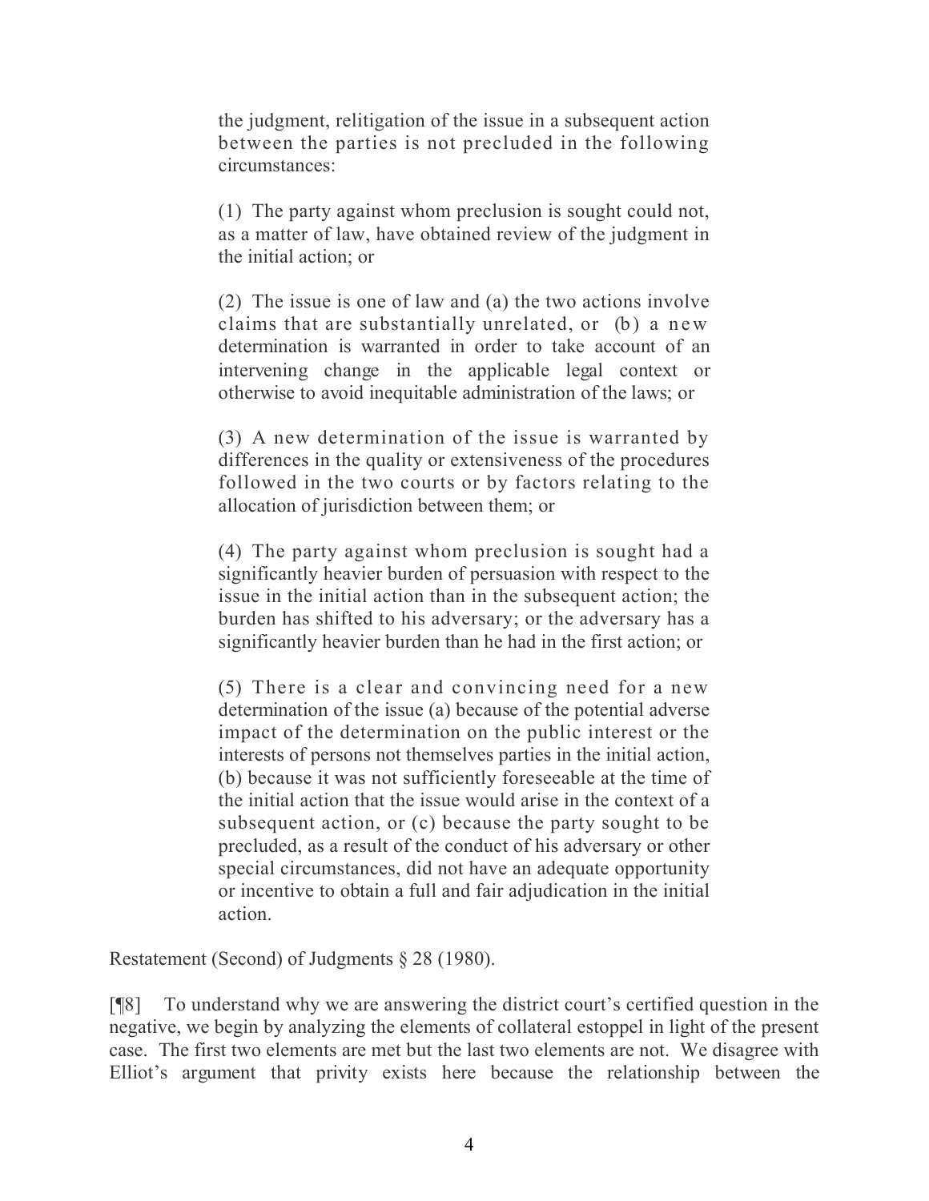> the judgment, relitigation of the issue in a subsequent action between the parties is not precluded in the following circumstances:
>
> (1) The party against whom preclusion is sought could not, as a matter of law, have obtained review of the judgment in the initial action; or
>
> (2) The issue is one of law and (a) the two actions involve claims that are substantially unrelated, or (b) a new determination is warranted in order to take account of an intervening change in the applicable legal context or otherwise to avoid inequitable administration of the laws; or
>
> (3) A new determination of the issue is warranted by differences in the quality or extensiveness of the procedures followed in the two courts or by factors relating to the allocation of jurisdiction between them; or
>
> (4) The party against whom preclusion is sought had a significantly heavier burden of persuasion with respect to the issue in the initial action than in the subsequent action; the burden has shifted to his adversary; or the adversary has a significantly heavier burden than he had in the first action; or
>
> (5) There is a clear and convincing need for a new determination of the issue (a) because of the potential adverse impact of the determination on the public interest or the interests of persons not themselves parties in the initial action, (b) because it was not sufficiently foreseeable at the time of the initial action that the issue would arise in the context of a subsequent action, or (c) because the party sought to be precluded, as a result of the conduct of his adversary or other special circumstances, did not have an adequate opportunity or incentive to obtain a full and fair adjudication in the initial action.

Restatement (Second) of Judgments § 28 (1980).

[¶8] To understand why we are answering the district court's certified question in the negative, we begin by analyzing the elements of collateral estoppel in light of the present case. The first two elements are met but the last two elements are not. We disagree with Elliot's argument that privity exists here because the relationship between the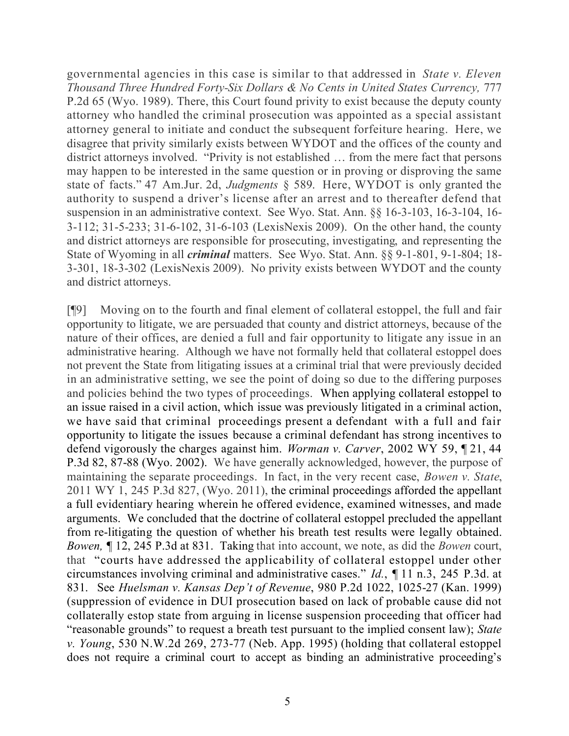governmental agencies in this case is similar to that addressed in *State v. Eleven Thousand Three Hundred Forty-Six Dollars & No Cents in United States Currency,* 777 P.2d 65 (Wyo. 1989). There, this Court found privity to exist because the deputy county attorney who handled the criminal prosecution was appointed as a special assistant attorney general to initiate and conduct the subsequent forfeiture hearing. Here, we disagree that privity similarly exists between WYDOT and the offices of the county and district attorneys involved. "Privity is not established … from the mere fact that persons may happen to be interested in the same question or in proving or disproving the same state of facts." 47 Am.Jur. 2d, *Judgments* § 589. Here, WYDOT is only granted the authority to suspend a driver's license after an arrest and to thereafter defend that suspension in an administrative context. See Wyo. Stat. Ann. §§ 16-3-103, 16-3-104, 16-3-112; 31-5-233; 31-6-102, 31-6-103 (LexisNexis 2009). On the other hand, the county and district attorneys are responsible for prosecuting, investigating, and representing the State of Wyoming in all ***criminal*** matters. See Wyo. Stat. Ann. §§ 9-1-801, 9-1-804; 18-3-301, 18-3-302 (LexisNexis 2009). No privity exists between WYDOT and the county and district attorneys.

[¶9] Moving on to the fourth and final element of collateral estoppel, the full and fair opportunity to litigate, we are persuaded that county and district attorneys, because of the nature of their offices, are denied a full and fair opportunity to litigate any issue in an administrative hearing. Although we have not formally held that collateral estoppel does not prevent the State from litigating issues at a criminal trial that were previously decided in an administrative setting, we see the point of doing so due to the differing purposes and policies behind the two types of proceedings. When applying collateral estoppel to an issue raised in a civil action, which issue was previously litigated in a criminal action, we have said that criminal proceedings present a defendant with a full and fair opportunity to litigate the issues because a criminal defendant has strong incentives to defend vigorously the charges against him. *Worman v. Carver*, 2002 WY 59, ¶ 21, 44 P.3d 82, 87-88 (Wyo. 2002). We have generally acknowledged, however, the purpose of maintaining the separate proceedings. In fact, in the very recent case, *Bowen v. State*, 2011 WY 1, 245 P.3d 827, (Wyo. 2011), the criminal proceedings afforded the appellant a full evidentiary hearing wherein he offered evidence, examined witnesses, and made arguments. We concluded that the doctrine of collateral estoppel precluded the appellant from re-litigating the question of whether his breath test results were legally obtained. *Bowen,* ¶ 12, 245 P.3d at 831. Taking that into account, we note, as did the *Bowen* court, that "courts have addressed the applicability of collateral estoppel under other circumstances involving criminal and administrative cases." *Id.*, ¶ 11 n.3, 245 P.3d. at 831. See *Huelsman v. Kansas Dep't of Revenue*, 980 P.2d 1022, 1025-27 (Kan. 1999) (suppression of evidence in DUI prosecution based on lack of probable cause did not collaterally estop state from arguing in license suspension proceeding that officer had "reasonable grounds" to request a breath test pursuant to the implied consent law); *State v. Young*, 530 N.W.2d 269, 273-77 (Neb. App. 1995) (holding that collateral estoppel does not require a criminal court to accept as binding an administrative proceeding's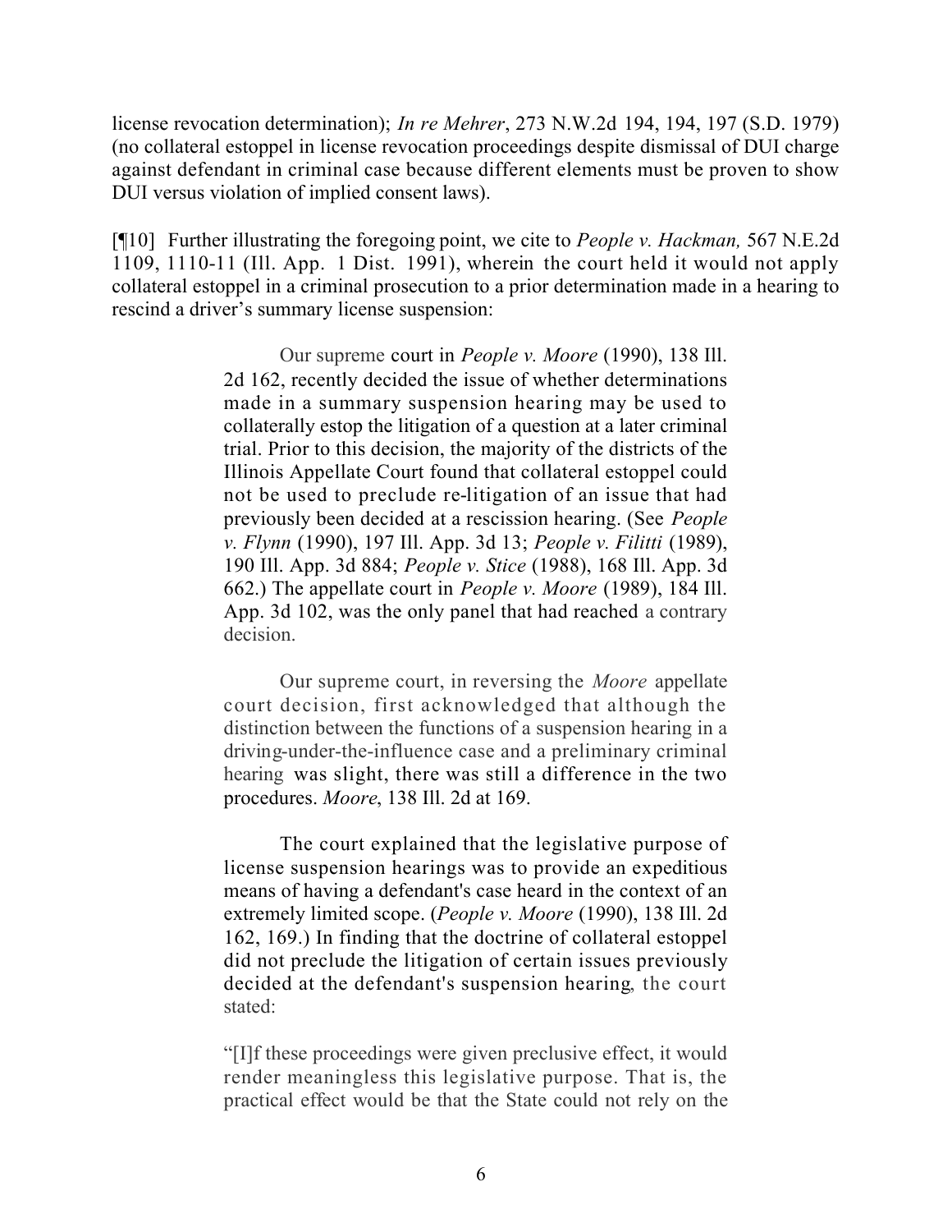license revocation determination); *In re Mehrer*, 273 N.W.2d 194, 194, 197 (S.D. 1979) (no collateral estoppel in license revocation proceedings despite dismissal of DUI charge against defendant in criminal case because different elements must be proven to show DUI versus violation of implied consent laws).

[¶10] Further illustrating the foregoing point, we cite to *People v. Hackman,* 567 N.E.2d 1109, 1110-11 (Ill. App. 1 Dist. 1991), wherein the court held it would not apply collateral estoppel in a criminal prosecution to a prior determination made in a hearing to rescind a driver's summary license suspension:

> Our supreme court in *People v. Moore* (1990), 138 Ill. 2d 162, recently decided the issue of whether determinations made in a summary suspension hearing may be used to collaterally estop the litigation of a question at a later criminal trial. Prior to this decision, the majority of the districts of the Illinois Appellate Court found that collateral estoppel could not be used to preclude re-litigation of an issue that had previously been decided at a rescission hearing. (See *People v. Flynn* (1990), 197 Ill. App. 3d 13; *People v. Filitti* (1989), 190 Ill. App. 3d 884; *People v. Stice* (1988), 168 Ill. App. 3d 662.) The appellate court in *People v. Moore* (1989), 184 Ill. App. 3d 102, was the only panel that had reached a contrary decision.
>
> Our supreme court, in reversing the *Moore* appellate court decision, first acknowledged that although the distinction between the functions of a suspension hearing in a driving-under-the-influence case and a preliminary criminal hearing was slight, there was still a difference in the two procedures. *Moore*, 138 Ill. 2d at 169.
>
> The court explained that the legislative purpose of license suspension hearings was to provide an expeditious means of having a defendant's case heard in the context of an extremely limited scope. (*People v. Moore* (1990), 138 Ill. 2d 162, 169.) In finding that the doctrine of collateral estoppel did not preclude the litigation of certain issues previously decided at the defendant's suspension hearing, the court stated:
>
> "[I]f these proceedings were given preclusive effect, it would render meaningless this legislative purpose. That is, the practical effect would be that the State could not rely on the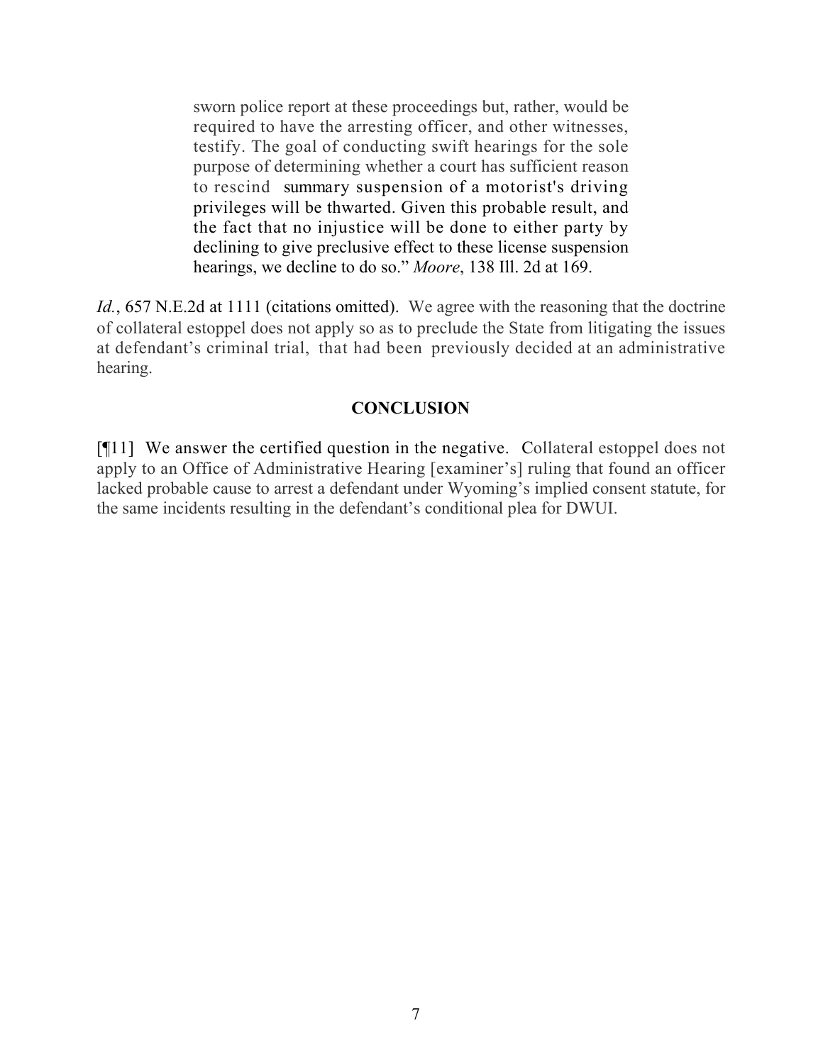> sworn police report at these proceedings but, rather, would be required to have the arresting officer, and other witnesses, testify. The goal of conducting swift hearings for the sole purpose of determining whether a court has sufficient reason to rescind summary suspension of a motorist's driving privileges will be thwarted. Given this probable result, and the fact that no injustice will be done to either party by declining to give preclusive effect to these license suspension hearings, we decline to do so." *Moore*, 138 Ill. 2d at 169.

*Id.*, 657 N.E.2d at 1111 (citations omitted). We agree with the reasoning that the doctrine of collateral estoppel does not apply so as to preclude the State from litigating the issues at defendant's criminal trial, that had been previously decided at an administrative hearing.

## CONCLUSION

[¶11] We answer the certified question in the negative. Collateral estoppel does not apply to an Office of Administrative Hearing [examiner's] ruling that found an officer lacked probable cause to arrest a defendant under Wyoming's implied consent statute, for the same incidents resulting in the defendant's conditional plea for DWUI.